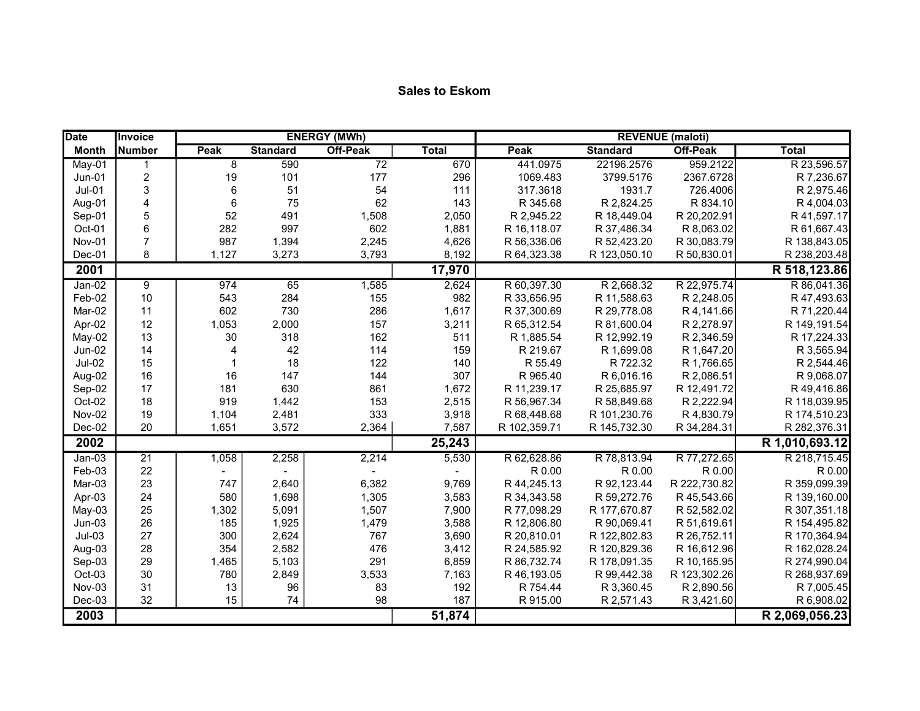# Sales to Eskom

| Date | Invoice | ENERGY (MWh) | | | | REVENUE (maloti) | | | |
|---|---|---|---|---|---|---|---|---|---|
| Month | Number | Peak | Standard | Off-Peak | Total | Peak | Standard | Off-Peak | Total |
| May-01 | 1 | 8 | 590 | 72 | 670 | 441.0975 | 22196.2576 | 959.2122 | R 23,596.57 |
| Jun-01 | 2 | 19 | 101 | 177 | 296 | 1069.483 | 3799.5176 | 2367.6728 | R 7,236.67 |
| Jul-01 | 3 | 6 | 51 | 54 | 111 | 317.3618 | 1931.7 | 726.4006 | R 2,975.46 |
| Aug-01 | 4 | 6 | 75 | 62 | 143 | R 345.68 | R 2,824.25 | R 834.10 | R 4,004.03 |
| Sep-01 | 5 | 52 | 491 | 1,508 | 2,050 | R 2,945.22 | R 18,449.04 | R 20,202.91 | R 41,597.17 |
| Oct-01 | 6 | 282 | 997 | 602 | 1,881 | R 16,118.07 | R 37,486.34 | R 8,063.02 | R 61,667.43 |
| Nov-01 | 7 | 987 | 1,394 | 2,245 | 4,626 | R 56,336.06 | R 52,423.20 | R 30,083.79 | R 138,843.05 |
| Dec-01 | 8 | 1,127 | 3,273 | 3,793 | 8,192 | R 64,323.38 | R 123,050.10 | R 50,830.01 | R 238,203.48 |
| **2001** | | | | | **17,970** | | | | **R 518,123.86** |
| Jan-02 | 9 | 974 | 65 | 1,585 | 2,624 | R 60,397.30 | R 2,668.32 | R 22,975.74 | R 86,041.36 |
| Feb-02 | 10 | 543 | 284 | 155 | 982 | R 33,656.95 | R 11,588.63 | R 2,248.05 | R 47,493.63 |
| Mar-02 | 11 | 602 | 730 | 286 | 1,617 | R 37,300.69 | R 29,778.08 | R 4,141.66 | R 71,220.44 |
| Apr-02 | 12 | 1,053 | 2,000 | 157 | 3,211 | R 65,312.54 | R 81,600.04 | R 2,278.97 | R 149,191.54 |
| May-02 | 13 | 30 | 318 | 162 | 511 | R 1,885.54 | R 12,992.19 | R 2,346.59 | R 17,224.33 |
| Jun-02 | 14 | 4 | 42 | 114 | 159 | R 219.67 | R 1,699.08 | R 1,647.20 | R 3,565.94 |
| Jul-02 | 15 | 1 | 18 | 122 | 140 | R 55.49 | R 722.32 | R 1,766.65 | R 2,544.46 |
| Aug-02 | 16 | 16 | 147 | 144 | 307 | R 965.40 | R 6,016.16 | R 2,086.51 | R 9,068.07 |
| Sep-02 | 17 | 181 | 630 | 861 | 1,672 | R 11,239.17 | R 25,685.97 | R 12,491.72 | R 49,416.86 |
| Oct-02 | 18 | 919 | 1,442 | 153 | 2,515 | R 56,967.34 | R 58,849.68 | R 2,222.94 | R 118,039.95 |
| Nov-02 | 19 | 1,104 | 2,481 | 333 | 3,918 | R 68,448.68 | R 101,230.76 | R 4,830.79 | R 174,510.23 |
| Dec-02 | 20 | 1,651 | 3,572 | 2,364 | 7,587 | R 102,359.71 | R 145,732.30 | R 34,284.31 | R 282,376.31 |
| **2002** | | | | | **25,243** | | | | **R 1,010,693.12** |
| Jan-03 | 21 | 1,058 | 2,258 | 2,214 | 5,530 | R 62,628.86 | R 78,813.94 | R 77,272.65 | R 218,715.45 |
| Feb-03 | 22 | - | - | - | - | R 0.00 | R 0.00 | R 0.00 | R 0.00 |
| Mar-03 | 23 | 747 | 2,640 | 6,382 | 9,769 | R 44,245.13 | R 92,123.44 | R 222,730.82 | R 359,099.39 |
| Apr-03 | 24 | 580 | 1,698 | 1,305 | 3,583 | R 34,343.58 | R 59,272.76 | R 45,543.66 | R 139,160.00 |
| May-03 | 25 | 1,302 | 5,091 | 1,507 | 7,900 | R 77,098.29 | R 177,670.87 | R 52,582.02 | R 307,351.18 |
| Jun-03 | 26 | 185 | 1,925 | 1,479 | 3,588 | R 12,806.80 | R 90,069.41 | R 51,619.61 | R 154,495.82 |
| Jul-03 | 27 | 300 | 2,624 | 767 | 3,690 | R 20,810.01 | R 122,802.83 | R 26,752.11 | R 170,364.94 |
| Aug-03 | 28 | 354 | 2,582 | 476 | 3,412 | R 24,585.92 | R 120,829.36 | R 16,612.96 | R 162,028.24 |
| Sep-03 | 29 | 1,465 | 5,103 | 291 | 6,859 | R 86,732.74 | R 178,091.35 | R 10,165.95 | R 274,990.04 |
| Oct-03 | 30 | 780 | 2,849 | 3,533 | 7,163 | R 46,193.05 | R 99,442.38 | R 123,302.26 | R 268,937.69 |
| Nov-03 | 31 | 13 | 96 | 83 | 192 | R 754.44 | R 3,360.45 | R 2,890.56 | R 7,005.45 |
| Dec-03 | 32 | 15 | 74 | 98 | 187 | R 915.00 | R 2,571.43 | R 3,421.60 | R 6,908.02 |
| **2003** | | | | | **51,874** | | | | **R 2,069,056.23** |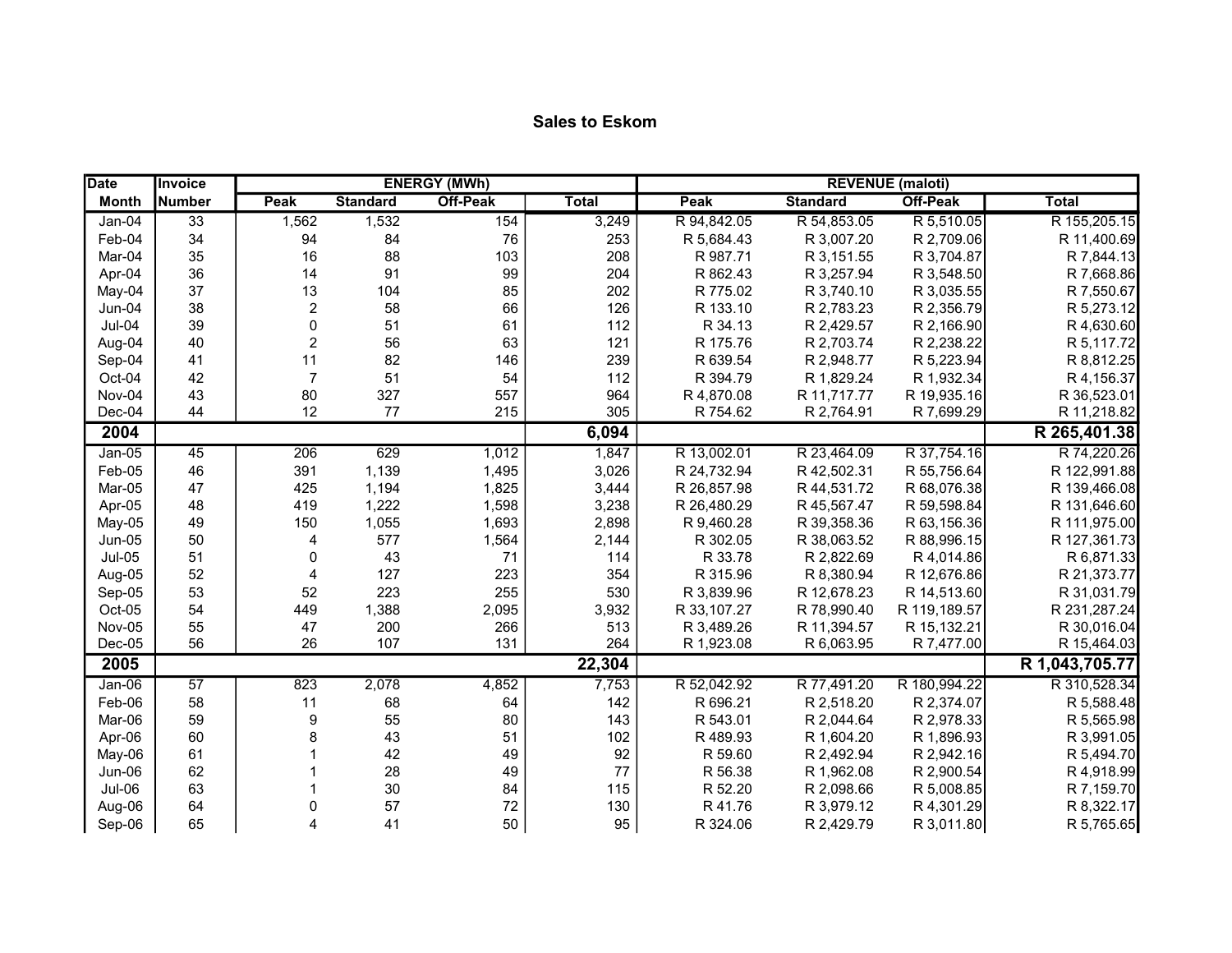## Sales to Eskom

| Date | Invoice | ENERGY (MWh) | | | | REVENUE (maloti) | | | |
|---|---|---|---|---|---|---|---|---|---|
| Month | Number | Peak | Standard | Off-Peak | Total | Peak | Standard | Off-Peak | Total |
| Jan-04 | 33 | 1,562 | 1,532 | 154 | 3,249 | R 94,842.05 | R 54,853.05 | R 5,510.05 | R 155,205.15 |
| Feb-04 | 34 | 94 | 84 | 76 | 253 | R 5,684.43 | R 3,007.20 | R 2,709.06 | R 11,400.69 |
| Mar-04 | 35 | 16 | 88 | 103 | 208 | R 987.71 | R 3,151.55 | R 3,704.87 | R 7,844.13 |
| Apr-04 | 36 | 14 | 91 | 99 | 204 | R 862.43 | R 3,257.94 | R 3,548.50 | R 7,668.86 |
| May-04 | 37 | 13 | 104 | 85 | 202 | R 775.02 | R 3,740.10 | R 3,035.55 | R 7,550.67 |
| Jun-04 | 38 | 2 | 58 | 66 | 126 | R 133.10 | R 2,783.23 | R 2,356.79 | R 5,273.12 |
| Jul-04 | 39 | 0 | 51 | 61 | 112 | R 34.13 | R 2,429.57 | R 2,166.90 | R 4,630.60 |
| Aug-04 | 40 | 2 | 56 | 63 | 121 | R 175.76 | R 2,703.74 | R 2,238.22 | R 5,117.72 |
| Sep-04 | 41 | 11 | 82 | 146 | 239 | R 639.54 | R 2,948.77 | R 5,223.94 | R 8,812.25 |
| Oct-04 | 42 | 7 | 51 | 54 | 112 | R 394.79 | R 1,829.24 | R 1,932.34 | R 4,156.37 |
| Nov-04 | 43 | 80 | 327 | 557 | 964 | R 4,870.08 | R 11,717.77 | R 19,935.16 | R 36,523.01 |
| Dec-04 | 44 | 12 | 77 | 215 | 305 | R 754.62 | R 2,764.91 | R 7,699.29 | R 11,218.82 |
| **2004** | | | | | **6,094** | | | | **R 265,401.38** |
| Jan-05 | 45 | 206 | 629 | 1,012 | 1,847 | R 13,002.01 | R 23,464.09 | R 37,754.16 | R 74,220.26 |
| Feb-05 | 46 | 391 | 1,139 | 1,495 | 3,026 | R 24,732.94 | R 42,502.31 | R 55,756.64 | R 122,991.88 |
| Mar-05 | 47 | 425 | 1,194 | 1,825 | 3,444 | R 26,857.98 | R 44,531.72 | R 68,076.38 | R 139,466.08 |
| Apr-05 | 48 | 419 | 1,222 | 1,598 | 3,238 | R 26,480.29 | R 45,567.47 | R 59,598.84 | R 131,646.60 |
| May-05 | 49 | 150 | 1,055 | 1,693 | 2,898 | R 9,460.28 | R 39,358.36 | R 63,156.36 | R 111,975.00 |
| Jun-05 | 50 | 4 | 577 | 1,564 | 2,144 | R 302.05 | R 38,063.52 | R 88,996.15 | R 127,361.73 |
| Jul-05 | 51 | 0 | 43 | 71 | 114 | R 33.78 | R 2,822.69 | R 4,014.86 | R 6,871.33 |
| Aug-05 | 52 | 4 | 127 | 223 | 354 | R 315.96 | R 8,380.94 | R 12,676.86 | R 21,373.77 |
| Sep-05 | 53 | 52 | 223 | 255 | 530 | R 3,839.96 | R 12,678.23 | R 14,513.60 | R 31,031.79 |
| Oct-05 | 54 | 449 | 1,388 | 2,095 | 3,932 | R 33,107.27 | R 78,990.40 | R 119,189.57 | R 231,287.24 |
| Nov-05 | 55 | 47 | 200 | 266 | 513 | R 3,489.26 | R 11,394.57 | R 15,132.21 | R 30,016.04 |
| Dec-05 | 56 | 26 | 107 | 131 | 264 | R 1,923.08 | R 6,063.95 | R 7,477.00 | R 15,464.03 |
| **2005** | | | | | **22,304** | | | | **R 1,043,705.77** |
| Jan-06 | 57 | 823 | 2,078 | 4,852 | 7,753 | R 52,042.92 | R 77,491.20 | R 180,994.22 | R 310,528.34 |
| Feb-06 | 58 | 11 | 68 | 64 | 142 | R 696.21 | R 2,518.20 | R 2,374.07 | R 5,588.48 |
| Mar-06 | 59 | 9 | 55 | 80 | 143 | R 543.01 | R 2,044.64 | R 2,978.33 | R 5,565.98 |
| Apr-06 | 60 | 8 | 43 | 51 | 102 | R 489.93 | R 1,604.20 | R 1,896.93 | R 3,991.05 |
| May-06 | 61 | 1 | 42 | 49 | 92 | R 59.60 | R 2,492.94 | R 2,942.16 | R 5,494.70 |
| Jun-06 | 62 | 1 | 28 | 49 | 77 | R 56.38 | R 1,962.08 | R 2,900.54 | R 4,918.99 |
| Jul-06 | 63 | 1 | 30 | 84 | 115 | R 52.20 | R 2,098.66 | R 5,008.85 | R 7,159.70 |
| Aug-06 | 64 | 0 | 57 | 72 | 130 | R 41.76 | R 3,979.12 | R 4,301.29 | R 8,322.17 |
| Sep-06 | 65 | 4 | 41 | 50 | 95 | R 324.06 | R 2,429.79 | R 3,011.80 | R 5,765.65 |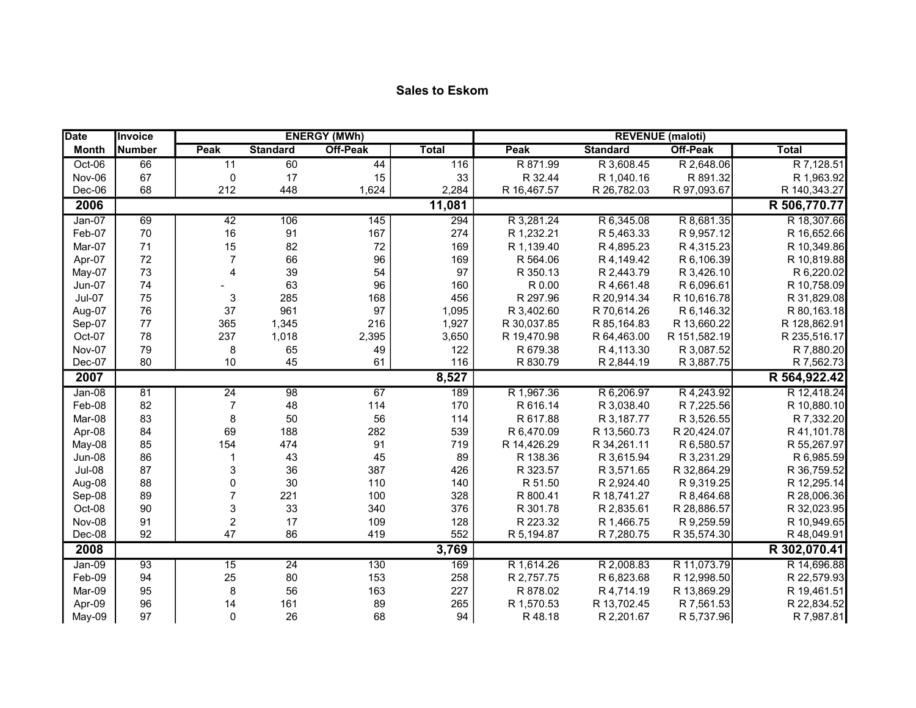# Sales to Eskom

| Date | Invoice | ENERGY (MWh) | | | | REVENUE (maloti) | | | |
|---|---|---|---|---|---|---|---|---|---|
| Month | Number | Peak | Standard | Off-Peak | Total | Peak | Standard | Off-Peak | Total |
| Oct-06 | 66 | 11 | 60 | 44 | 116 | R 871.99 | R 3,608.45 | R 2,648.06 | R 7,128.51 |
| Nov-06 | 67 | 0 | 17 | 15 | 33 | R 32.44 | R 1,040.16 | R 891.32 | R 1,963.92 |
| Dec-06 | 68 | 212 | 448 | 1,624 | 2,284 | R 16,467.57 | R 26,782.03 | R 97,093.67 | R 140,343.27 |
| **2006** | | | | | **11,081** | | | | **R 506,770.77** |
| Jan-07 | 69 | 42 | 106 | 145 | 294 | R 3,281.24 | R 6,345.08 | R 8,681.35 | R 18,307.66 |
| Feb-07 | 70 | 16 | 91 | 167 | 274 | R 1,232.21 | R 5,463.33 | R 9,957.12 | R 16,652.66 |
| Mar-07 | 71 | 15 | 82 | 72 | 169 | R 1,139.40 | R 4,895.23 | R 4,315.23 | R 10,349.86 |
| Apr-07 | 72 | 7 | 66 | 96 | 169 | R 564.06 | R 4,149.42 | R 6,106.39 | R 10,819.88 |
| May-07 | 73 | 4 | 39 | 54 | 97 | R 350.13 | R 2,443.79 | R 3,426.10 | R 6,220.02 |
| Jun-07 | 74 | - | 63 | 96 | 160 | R 0.00 | R 4,661.48 | R 6,096.61 | R 10,758.09 |
| Jul-07 | 75 | 3 | 285 | 168 | 456 | R 297.96 | R 20,914.34 | R 10,616.78 | R 31,829.08 |
| Aug-07 | 76 | 37 | 961 | 97 | 1,095 | R 3,402.60 | R 70,614.26 | R 6,146.32 | R 80,163.18 |
| Sep-07 | 77 | 365 | 1,345 | 216 | 1,927 | R 30,037.85 | R 85,164.83 | R 13,660.22 | R 128,862.91 |
| Oct-07 | 78 | 237 | 1,018 | 2,395 | 3,650 | R 19,470.98 | R 64,463.00 | R 151,582.19 | R 235,516.17 |
| Nov-07 | 79 | 8 | 65 | 49 | 122 | R 679.38 | R 4,113.30 | R 3,087.52 | R 7,880.20 |
| Dec-07 | 80 | 10 | 45 | 61 | 116 | R 830.79 | R 2,844.19 | R 3,887.75 | R 7,562.73 |
| **2007** | | | | | **8,527** | | | | **R 564,922.42** |
| Jan-08 | 81 | 24 | 98 | 67 | 189 | R 1,967.36 | R 6,206.97 | R 4,243.92 | R 12,418.24 |
| Feb-08 | 82 | 7 | 48 | 114 | 170 | R 616.14 | R 3,038.40 | R 7,225.56 | R 10,880.10 |
| Mar-08 | 83 | 8 | 50 | 56 | 114 | R 617.88 | R 3,187.77 | R 3,526.55 | R 7,332.20 |
| Apr-08 | 84 | 69 | 188 | 282 | 539 | R 6,470.09 | R 13,560.73 | R 20,424.07 | R 41,101.78 |
| May-08 | 85 | 154 | 474 | 91 | 719 | R 14,426.29 | R 34,261.11 | R 6,580.57 | R 55,267.97 |
| Jun-08 | 86 | 1 | 43 | 45 | 89 | R 138.36 | R 3,615.94 | R 3,231.29 | R 6,985.59 |
| Jul-08 | 87 | 3 | 36 | 387 | 426 | R 323.57 | R 3,571.65 | R 32,864.29 | R 36,759.52 |
| Aug-08 | 88 | 0 | 30 | 110 | 140 | R 51.50 | R 2,924.40 | R 9,319.25 | R 12,295.14 |
| Sep-08 | 89 | 7 | 221 | 100 | 328 | R 800.41 | R 18,741.27 | R 8,464.68 | R 28,006.36 |
| Oct-08 | 90 | 3 | 33 | 340 | 376 | R 301.78 | R 2,835.61 | R 28,886.57 | R 32,023.95 |
| Nov-08 | 91 | 2 | 17 | 109 | 128 | R 223.32 | R 1,466.75 | R 9,259.59 | R 10,949.65 |
| Dec-08 | 92 | 47 | 86 | 419 | 552 | R 5,194.87 | R 7,280.75 | R 35,574.30 | R 48,049.91 |
| **2008** | | | | | **3,769** | | | | **R 302,070.41** |
| Jan-09 | 93 | 15 | 24 | 130 | 169 | R 1,614.26 | R 2,008.83 | R 11,073.79 | R 14,696.88 |
| Feb-09 | 94 | 25 | 80 | 153 | 258 | R 2,757.75 | R 6,823.68 | R 12,998.50 | R 22,579.93 |
| Mar-09 | 95 | 8 | 56 | 163 | 227 | R 878.02 | R 4,714.19 | R 13,869.29 | R 19,461.51 |
| Apr-09 | 96 | 14 | 161 | 89 | 265 | R 1,570.53 | R 13,702.45 | R 7,561.53 | R 22,834.52 |
| May-09 | 97 | 0 | 26 | 68 | 94 | R 48.18 | R 2,201.67 | R 5,737.96 | R 7,987.81 |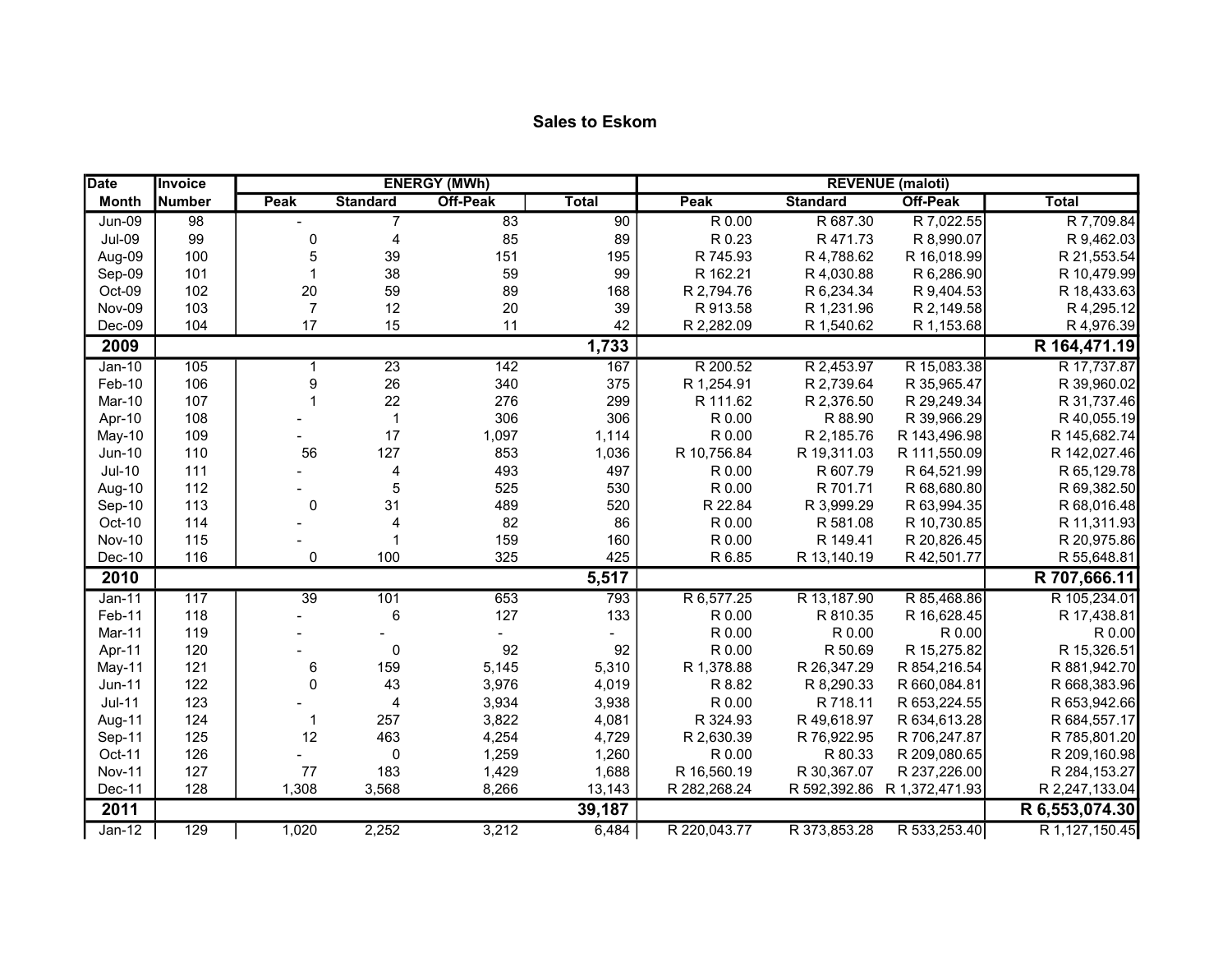## Sales to Eskom

| Date | Invoice | ENERGY (MWh) | | | | REVENUE (maloti) | | | |
|---|---|---|---|---|---|---|---|---|---|
| Month | Number | Peak | Standard | Off-Peak | Total | Peak | Standard | Off-Peak | Total |
| Jun-09 | 98 | - | 7 | 83 | 90 | R 0.00 | R 687.30 | R 7,022.55 | R 7,709.84 |
| Jul-09 | 99 | 0 | 4 | 85 | 89 | R 0.23 | R 471.73 | R 8,990.07 | R 9,462.03 |
| Aug-09 | 100 | 5 | 39 | 151 | 195 | R 745.93 | R 4,788.62 | R 16,018.99 | R 21,553.54 |
| Sep-09 | 101 | 1 | 38 | 59 | 99 | R 162.21 | R 4,030.88 | R 6,286.90 | R 10,479.99 |
| Oct-09 | 102 | 20 | 59 | 89 | 168 | R 2,794.76 | R 6,234.34 | R 9,404.53 | R 18,433.63 |
| Nov-09 | 103 | 7 | 12 | 20 | 39 | R 913.58 | R 1,231.96 | R 2,149.58 | R 4,295.12 |
| Dec-09 | 104 | 17 | 15 | 11 | 42 | R 2,282.09 | R 1,540.62 | R 1,153.68 | R 4,976.39 |
| **2009** | | | | | **1,733** | | | | **R 164,471.19** |
| Jan-10 | 105 | 1 | 23 | 142 | 167 | R 200.52 | R 2,453.97 | R 15,083.38 | R 17,737.87 |
| Feb-10 | 106 | 9 | 26 | 340 | 375 | R 1,254.91 | R 2,739.64 | R 35,965.47 | R 39,960.02 |
| Mar-10 | 107 | 1 | 22 | 276 | 299 | R 111.62 | R 2,376.50 | R 29,249.34 | R 31,737.46 |
| Apr-10 | 108 | - | 1 | 306 | 306 | R 0.00 | R 88.90 | R 39,966.29 | R 40,055.19 |
| May-10 | 109 | - | 17 | 1,097 | 1,114 | R 0.00 | R 2,185.76 | R 143,496.98 | R 145,682.74 |
| Jun-10 | 110 | 56 | 127 | 853 | 1,036 | R 10,756.84 | R 19,311.03 | R 111,550.09 | R 142,027.46 |
| Jul-10 | 111 | - | 4 | 493 | 497 | R 0.00 | R 607.79 | R 64,521.99 | R 65,129.78 |
| Aug-10 | 112 | - | 5 | 525 | 530 | R 0.00 | R 701.71 | R 68,680.80 | R 69,382.50 |
| Sep-10 | 113 | 0 | 31 | 489 | 520 | R 22.84 | R 3,999.29 | R 63,994.35 | R 68,016.48 |
| Oct-10 | 114 | - | 4 | 82 | 86 | R 0.00 | R 581.08 | R 10,730.85 | R 11,311.93 |
| Nov-10 | 115 | - | 1 | 159 | 160 | R 0.00 | R 149.41 | R 20,826.45 | R 20,975.86 |
| Dec-10 | 116 | 0 | 100 | 325 | 425 | R 6.85 | R 13,140.19 | R 42,501.77 | R 55,648.81 |
| **2010** | | | | | **5,517** | | | | **R 707,666.11** |
| Jan-11 | 117 | 39 | 101 | 653 | 793 | R 6,577.25 | R 13,187.90 | R 85,468.86 | R 105,234.01 |
| Feb-11 | 118 | - | 6 | 127 | 133 | R 0.00 | R 810.35 | R 16,628.45 | R 17,438.81 |
| Mar-11 | 119 | - | - | - | - | R 0.00 | R 0.00 | R 0.00 | R 0.00 |
| Apr-11 | 120 | - | 0 | 92 | 92 | R 0.00 | R 50.69 | R 15,275.82 | R 15,326.51 |
| May-11 | 121 | 6 | 159 | 5,145 | 5,310 | R 1,378.88 | R 26,347.29 | R 854,216.54 | R 881,942.70 |
| Jun-11 | 122 | 0 | 43 | 3,976 | 4,019 | R 8.82 | R 8,290.33 | R 660,084.81 | R 668,383.96 |
| Jul-11 | 123 | - | 4 | 3,934 | 3,938 | R 0.00 | R 718.11 | R 653,224.55 | R 653,942.66 |
| Aug-11 | 124 | 1 | 257 | 3,822 | 4,081 | R 324.93 | R 49,618.97 | R 634,613.28 | R 684,557.17 |
| Sep-11 | 125 | 12 | 463 | 4,254 | 4,729 | R 2,630.39 | R 76,922.95 | R 706,247.87 | R 785,801.20 |
| Oct-11 | 126 | - | 0 | 1,259 | 1,260 | R 0.00 | R 80.33 | R 209,080.65 | R 209,160.98 |
| Nov-11 | 127 | 77 | 183 | 1,429 | 1,688 | R 16,560.19 | R 30,367.07 | R 237,226.00 | R 284,153.27 |
| Dec-11 | 128 | 1,308 | 3,568 | 8,266 | 13,143 | R 282,268.24 | R 592,392.86 | R 1,372,471.93 | R 2,247,133.04 |
| **2011** | | | | | **39,187** | | | | **R 6,553,074.30** |
| Jan-12 | 129 | 1,020 | 2,252 | 3,212 | 6,484 | R 220,043.77 | R 373,853.28 | R 533,253.40 | R 1,127,150.45 |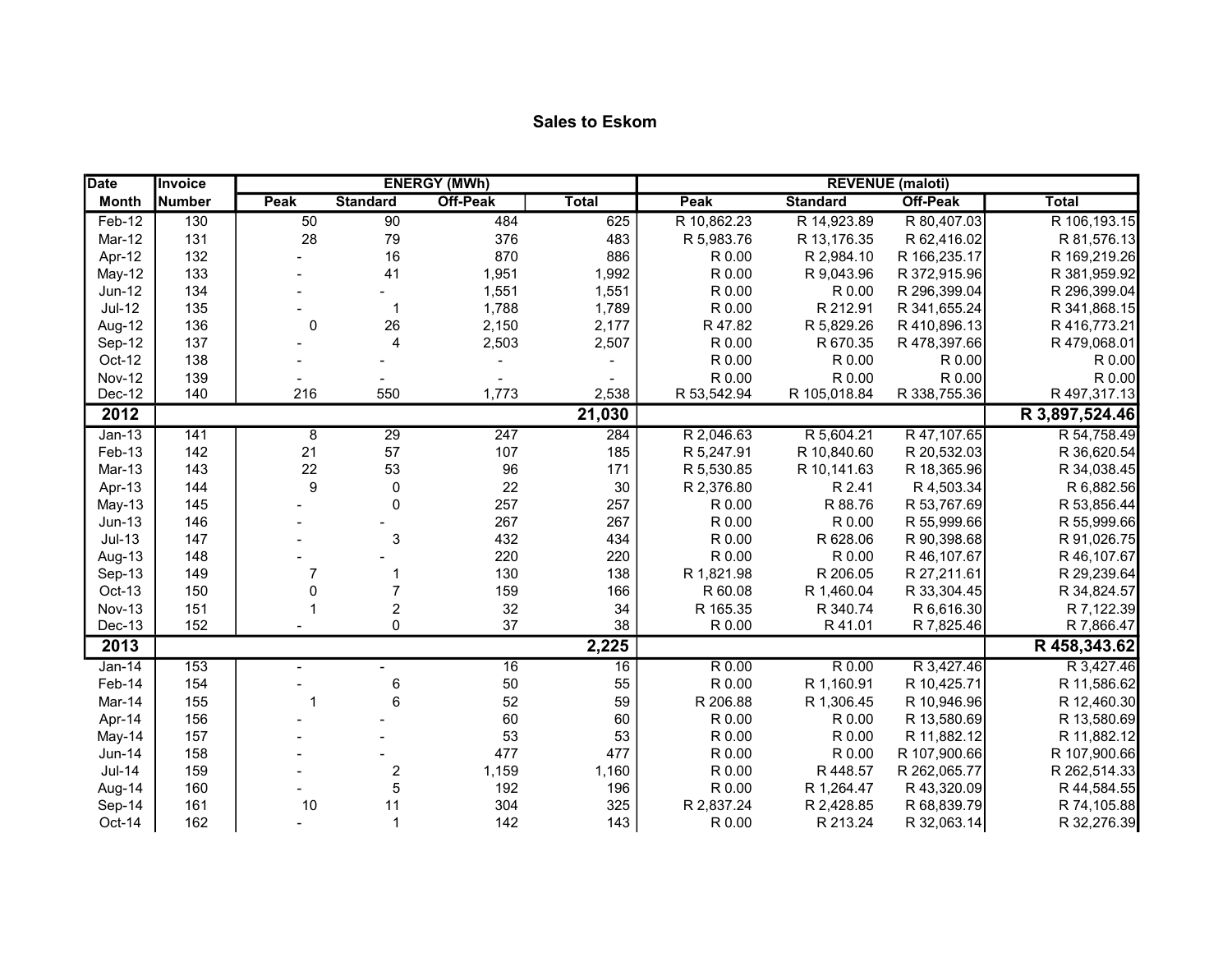# Sales to Eskom

| Date | Invoice | ENERGY (MWh) | | | | REVENUE (maloti) | | | |
|---|---|---|---|---|---|---|---|---|---|
| Month | Number | Peak | Standard | Off-Peak | Total | Peak | Standard | Off-Peak | Total |
| Feb-12 | 130 | 50 | 90 | 484 | 625 | R 10,862.23 | R 14,923.89 | R 80,407.03 | R 106,193.15 |
| Mar-12 | 131 | 28 | 79 | 376 | 483 | R 5,983.76 | R 13,176.35 | R 62,416.02 | R 81,576.13 |
| Apr-12 | 132 | - | 16 | 870 | 886 | R 0.00 | R 2,984.10 | R 166,235.17 | R 169,219.26 |
| May-12 | 133 | - | 41 | 1,951 | 1,992 | R 0.00 | R 9,043.96 | R 372,915.96 | R 381,959.92 |
| Jun-12 | 134 | - | - | 1,551 | 1,551 | R 0.00 | R 0.00 | R 296,399.04 | R 296,399.04 |
| Jul-12 | 135 | - | 1 | 1,788 | 1,789 | R 0.00 | R 212.91 | R 341,655.24 | R 341,868.15 |
| Aug-12 | 136 | 0 | 26 | 2,150 | 2,177 | R 47.82 | R 5,829.26 | R 410,896.13 | R 416,773.21 |
| Sep-12 | 137 | - | 4 | 2,503 | 2,507 | R 0.00 | R 670.35 | R 478,397.66 | R 479,068.01 |
| Oct-12 | 138 | - | - | - | - | R 0.00 | R 0.00 | R 0.00 | R 0.00 |
| Nov-12 | 139 | - | - | - | - | R 0.00 | R 0.00 | R 0.00 | R 0.00 |
| Dec-12 | 140 | 216 | 550 | 1,773 | 2,538 | R 53,542.94 | R 105,018.84 | R 338,755.36 | R 497,317.13 |
| **2012** | | | | | **21,030** | | | | **R 3,897,524.46** |
| Jan-13 | 141 | 8 | 29 | 247 | 284 | R 2,046.63 | R 5,604.21 | R 47,107.65 | R 54,758.49 |
| Feb-13 | 142 | 21 | 57 | 107 | 185 | R 5,247.91 | R 10,840.60 | R 20,532.03 | R 36,620.54 |
| Mar-13 | 143 | 22 | 53 | 96 | 171 | R 5,530.85 | R 10,141.63 | R 18,365.96 | R 34,038.45 |
| Apr-13 | 144 | 9 | 0 | 22 | 30 | R 2,376.80 | R 2.41 | R 4,503.34 | R 6,882.56 |
| May-13 | 145 | - | 0 | 257 | 257 | R 0.00 | R 88.76 | R 53,767.69 | R 53,856.44 |
| Jun-13 | 146 | - | - | 267 | 267 | R 0.00 | R 0.00 | R 55,999.66 | R 55,999.66 |
| Jul-13 | 147 | - | 3 | 432 | 434 | R 0.00 | R 628.06 | R 90,398.68 | R 91,026.75 |
| Aug-13 | 148 | - | - | 220 | 220 | R 0.00 | R 0.00 | R 46,107.67 | R 46,107.67 |
| Sep-13 | 149 | 7 | 1 | 130 | 138 | R 1,821.98 | R 206.05 | R 27,211.61 | R 29,239.64 |
| Oct-13 | 150 | 0 | 7 | 159 | 166 | R 60.08 | R 1,460.04 | R 33,304.45 | R 34,824.57 |
| Nov-13 | 151 | 1 | 2 | 32 | 34 | R 165.35 | R 340.74 | R 6,616.30 | R 7,122.39 |
| Dec-13 | 152 | - | 0 | 37 | 38 | R 0.00 | R 41.01 | R 7,825.46 | R 7,866.47 |
| **2013** | | | | | **2,225** | | | | **R 458,343.62** |
| Jan-14 | 153 | - | - | 16 | 16 | R 0.00 | R 0.00 | R 3,427.46 | R 3,427.46 |
| Feb-14 | 154 | - | 6 | 50 | 55 | R 0.00 | R 1,160.91 | R 10,425.71 | R 11,586.62 |
| Mar-14 | 155 | 1 | 6 | 52 | 59 | R 206.88 | R 1,306.45 | R 10,946.96 | R 12,460.30 |
| Apr-14 | 156 | - | - | 60 | 60 | R 0.00 | R 0.00 | R 13,580.69 | R 13,580.69 |
| May-14 | 157 | - | - | 53 | 53 | R 0.00 | R 0.00 | R 11,882.12 | R 11,882.12 |
| Jun-14 | 158 | - | - | 477 | 477 | R 0.00 | R 0.00 | R 107,900.66 | R 107,900.66 |
| Jul-14 | 159 | - | 2 | 1,159 | 1,160 | R 0.00 | R 448.57 | R 262,065.77 | R 262,514.33 |
| Aug-14 | 160 | - | 5 | 192 | 196 | R 0.00 | R 1,264.47 | R 43,320.09 | R 44,584.55 |
| Sep-14 | 161 | 10 | 11 | 304 | 325 | R 2,837.24 | R 2,428.85 | R 68,839.79 | R 74,105.88 |
| Oct-14 | 162 | - | 1 | 142 | 143 | R 0.00 | R 213.24 | R 32,063.14 | R 32,276.39 |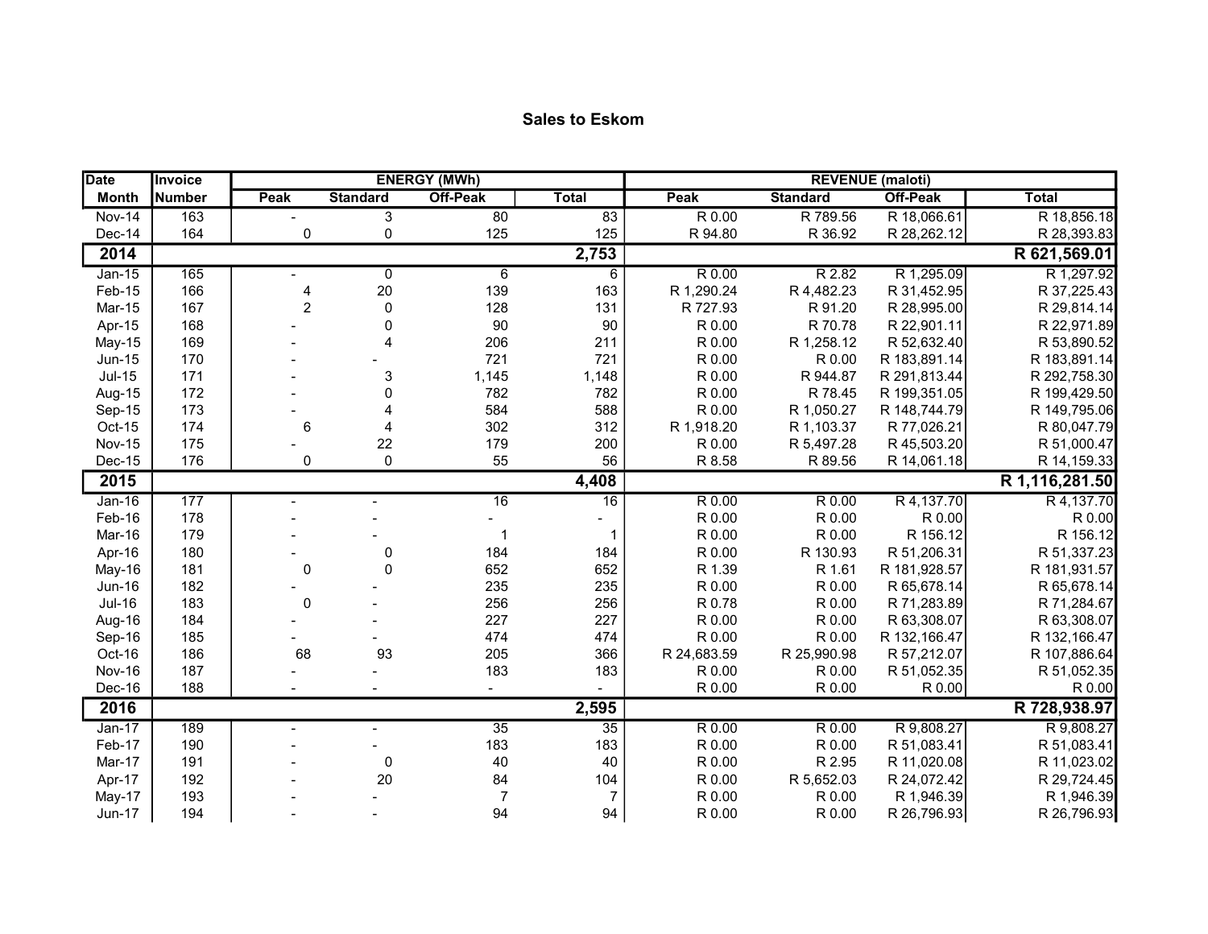# Sales to Eskom

| Date | Invoice | ENERGY (MWh) | | | | REVENUE (maloti) | | | |
|---|---|---|---|---|---|---|---|---|---|
| Month | Number | Peak | Standard | Off-Peak | Total | Peak | Standard | Off-Peak | Total |
| Nov-14 | 163 | - | 3 | 80 | 83 | R 0.00 | R 789.56 | R 18,066.61 | R 18,856.18 |
| Dec-14 | 164 | 0 | 0 | 125 | 125 | R 94.80 | R 36.92 | R 28,262.12 | R 28,393.83 |
| **2014** | | | | | **2,753** | | | | **R 621,569.01** |
| Jan-15 | 165 | - | 0 | 6 | 6 | R 0.00 | R 2.82 | R 1,295.09 | R 1,297.92 |
| Feb-15 | 166 | 4 | 20 | 139 | 163 | R 1,290.24 | R 4,482.23 | R 31,452.95 | R 37,225.43 |
| Mar-15 | 167 | 2 | 0 | 128 | 131 | R 727.93 | R 91.20 | R 28,995.00 | R 29,814.14 |
| Apr-15 | 168 | - | 0 | 90 | 90 | R 0.00 | R 70.78 | R 22,901.11 | R 22,971.89 |
| May-15 | 169 | - | 4 | 206 | 211 | R 0.00 | R 1,258.12 | R 52,632.40 | R 53,890.52 |
| Jun-15 | 170 | - | - | 721 | 721 | R 0.00 | R 0.00 | R 183,891.14 | R 183,891.14 |
| Jul-15 | 171 | - | 3 | 1,145 | 1,148 | R 0.00 | R 944.87 | R 291,813.44 | R 292,758.30 |
| Aug-15 | 172 | - | 0 | 782 | 782 | R 0.00 | R 78.45 | R 199,351.05 | R 199,429.50 |
| Sep-15 | 173 | - | 4 | 584 | 588 | R 0.00 | R 1,050.27 | R 148,744.79 | R 149,795.06 |
| Oct-15 | 174 | 6 | 4 | 302 | 312 | R 1,918.20 | R 1,103.37 | R 77,026.21 | R 80,047.79 |
| Nov-15 | 175 | - | 22 | 179 | 200 | R 0.00 | R 5,497.28 | R 45,503.20 | R 51,000.47 |
| Dec-15 | 176 | 0 | 0 | 55 | 56 | R 8.58 | R 89.56 | R 14,061.18 | R 14,159.33 |
| **2015** | | | | | **4,408** | | | | **R 1,116,281.50** |
| Jan-16 | 177 | - | - | 16 | 16 | R 0.00 | R 0.00 | R 4,137.70 | R 4,137.70 |
| Feb-16 | 178 | - | - | - | - | R 0.00 | R 0.00 | R 0.00 | R 0.00 |
| Mar-16 | 179 | - | - | 1 | 1 | R 0.00 | R 0.00 | R 156.12 | R 156.12 |
| Apr-16 | 180 | - | 0 | 184 | 184 | R 0.00 | R 130.93 | R 51,206.31 | R 51,337.23 |
| May-16 | 181 | 0 | 0 | 652 | 652 | R 1.39 | R 1.61 | R 181,928.57 | R 181,931.57 |
| Jun-16 | 182 | - | - | 235 | 235 | R 0.00 | R 0.00 | R 65,678.14 | R 65,678.14 |
| Jul-16 | 183 | 0 | - | 256 | 256 | R 0.78 | R 0.00 | R 71,283.89 | R 71,284.67 |
| Aug-16 | 184 | - | - | 227 | 227 | R 0.00 | R 0.00 | R 63,308.07 | R 63,308.07 |
| Sep-16 | 185 | - | - | 474 | 474 | R 0.00 | R 0.00 | R 132,166.47 | R 132,166.47 |
| Oct-16 | 186 | 68 | 93 | 205 | 366 | R 24,683.59 | R 25,990.98 | R 57,212.07 | R 107,886.64 |
| Nov-16 | 187 | - | - | 183 | 183 | R 0.00 | R 0.00 | R 51,052.35 | R 51,052.35 |
| Dec-16 | 188 | - | - | - | - | R 0.00 | R 0.00 | R 0.00 | R 0.00 |
| **2016** | | | | | **2,595** | | | | **R 728,938.97** |
| Jan-17 | 189 | - | - | 35 | 35 | R 0.00 | R 0.00 | R 9,808.27 | R 9,808.27 |
| Feb-17 | 190 | - | - | 183 | 183 | R 0.00 | R 0.00 | R 51,083.41 | R 51,083.41 |
| Mar-17 | 191 | - | 0 | 40 | 40 | R 0.00 | R 2.95 | R 11,020.08 | R 11,023.02 |
| Apr-17 | 192 | - | 20 | 84 | 104 | R 0.00 | R 5,652.03 | R 24,072.42 | R 29,724.45 |
| May-17 | 193 | - | - | 7 | 7 | R 0.00 | R 0.00 | R 1,946.39 | R 1,946.39 |
| Jun-17 | 194 | - | - | 94 | 94 | R 0.00 | R 0.00 | R 26,796.93 | R 26,796.93 |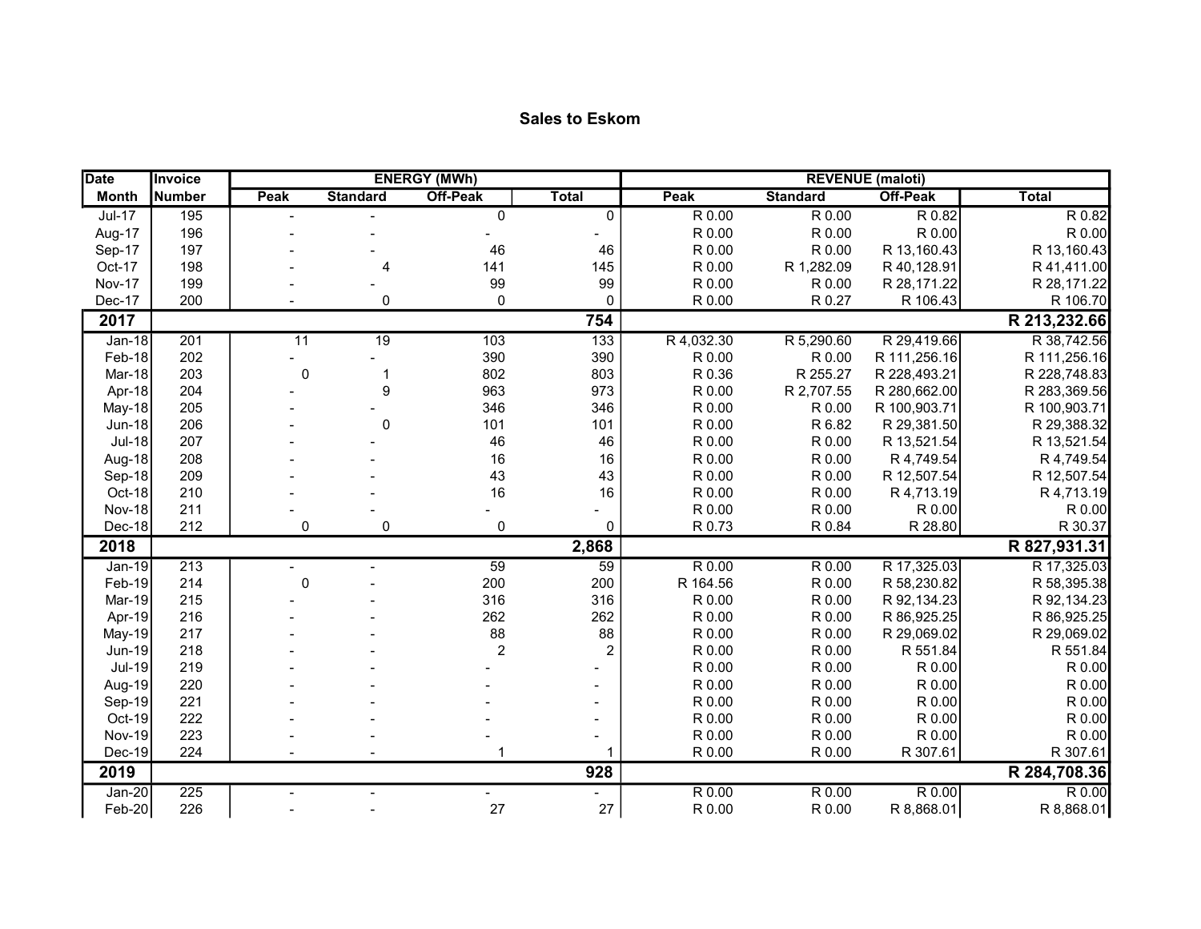## Sales to Eskom

| Date | Invoice | ENERGY (MWh) | | | | REVENUE (maloti) | | | |
|---|---|---|---|---|---|---|---|---|---|
| Month | Number | Peak | Standard | Off-Peak | Total | Peak | Standard | Off-Peak | Total |
| Jul-17 | 195 | - | - | 0 | 0 | R 0.00 | R 0.00 | R 0.82 | R 0.82 |
| Aug-17 | 196 | - | - | - | - | R 0.00 | R 0.00 | R 0.00 | R 0.00 |
| Sep-17 | 197 | - | - | 46 | 46 | R 0.00 | R 0.00 | R 13,160.43 | R 13,160.43 |
| Oct-17 | 198 | - | 4 | 141 | 145 | R 0.00 | R 1,282.09 | R 40,128.91 | R 41,411.00 |
| Nov-17 | 199 | - | - | 99 | 99 | R 0.00 | R 0.00 | R 28,171.22 | R 28,171.22 |
| Dec-17 | 200 | - | 0 | 0 | 0 | R 0.00 | R 0.27 | R 106.43 | R 106.70 |
| **2017** | | | | | **754** | | | | **R 213,232.66** |
| Jan-18 | 201 | 11 | 19 | 103 | 133 | R 4,032.30 | R 5,290.60 | R 29,419.66 | R 38,742.56 |
| Feb-18 | 202 | - | - | 390 | 390 | R 0.00 | R 0.00 | R 111,256.16 | R 111,256.16 |
| Mar-18 | 203 | 0 | 1 | 802 | 803 | R 0.36 | R 255.27 | R 228,493.21 | R 228,748.83 |
| Apr-18 | 204 | - | 9 | 963 | 973 | R 0.00 | R 2,707.55 | R 280,662.00 | R 283,369.56 |
| May-18 | 205 | - | - | 346 | 346 | R 0.00 | R 0.00 | R 100,903.71 | R 100,903.71 |
| Jun-18 | 206 | - | 0 | 101 | 101 | R 0.00 | R 6.82 | R 29,381.50 | R 29,388.32 |
| Jul-18 | 207 | - | - | 46 | 46 | R 0.00 | R 0.00 | R 13,521.54 | R 13,521.54 |
| Aug-18 | 208 | - | - | 16 | 16 | R 0.00 | R 0.00 | R 4,749.54 | R 4,749.54 |
| Sep-18 | 209 | - | - | 43 | 43 | R 0.00 | R 0.00 | R 12,507.54 | R 12,507.54 |
| Oct-18 | 210 | - | - | 16 | 16 | R 0.00 | R 0.00 | R 4,713.19 | R 4,713.19 |
| Nov-18 | 211 | - | - | - | - | R 0.00 | R 0.00 | R 0.00 | R 0.00 |
| Dec-18 | 212 | 0 | 0 | 0 | 0 | R 0.73 | R 0.84 | R 28.80 | R 30.37 |
| **2018** | | | | | **2,868** | | | | **R 827,931.31** |
| Jan-19 | 213 | - | - | 59 | 59 | R 0.00 | R 0.00 | R 17,325.03 | R 17,325.03 |
| Feb-19 | 214 | 0 | - | 200 | 200 | R 164.56 | R 0.00 | R 58,230.82 | R 58,395.38 |
| Mar-19 | 215 | - | - | 316 | 316 | R 0.00 | R 0.00 | R 92,134.23 | R 92,134.23 |
| Apr-19 | 216 | - | - | 262 | 262 | R 0.00 | R 0.00 | R 86,925.25 | R 86,925.25 |
| May-19 | 217 | - | - | 88 | 88 | R 0.00 | R 0.00 | R 29,069.02 | R 29,069.02 |
| Jun-19 | 218 | - | - | 2 | 2 | R 0.00 | R 0.00 | R 551.84 | R 551.84 |
| Jul-19 | 219 | - | - | - | - | R 0.00 | R 0.00 | R 0.00 | R 0.00 |
| Aug-19 | 220 | - | - | - | - | R 0.00 | R 0.00 | R 0.00 | R 0.00 |
| Sep-19 | 221 | - | - | - | - | R 0.00 | R 0.00 | R 0.00 | R 0.00 |
| Oct-19 | 222 | - | - | - | - | R 0.00 | R 0.00 | R 0.00 | R 0.00 |
| Nov-19 | 223 | - | - | - | - | R 0.00 | R 0.00 | R 0.00 | R 0.00 |
| Dec-19 | 224 | - | - | 1 | 1 | R 0.00 | R 0.00 | R 307.61 | R 307.61 |
| **2019** | | | | | **928** | | | | **R 284,708.36** |
| Jan-20 | 225 | - | - | - | - | R 0.00 | R 0.00 | R 0.00 | R 0.00 |
| Feb-20 | 226 | - | - | 27 | 27 | R 0.00 | R 0.00 | R 8,868.01 | R 8,868.01 |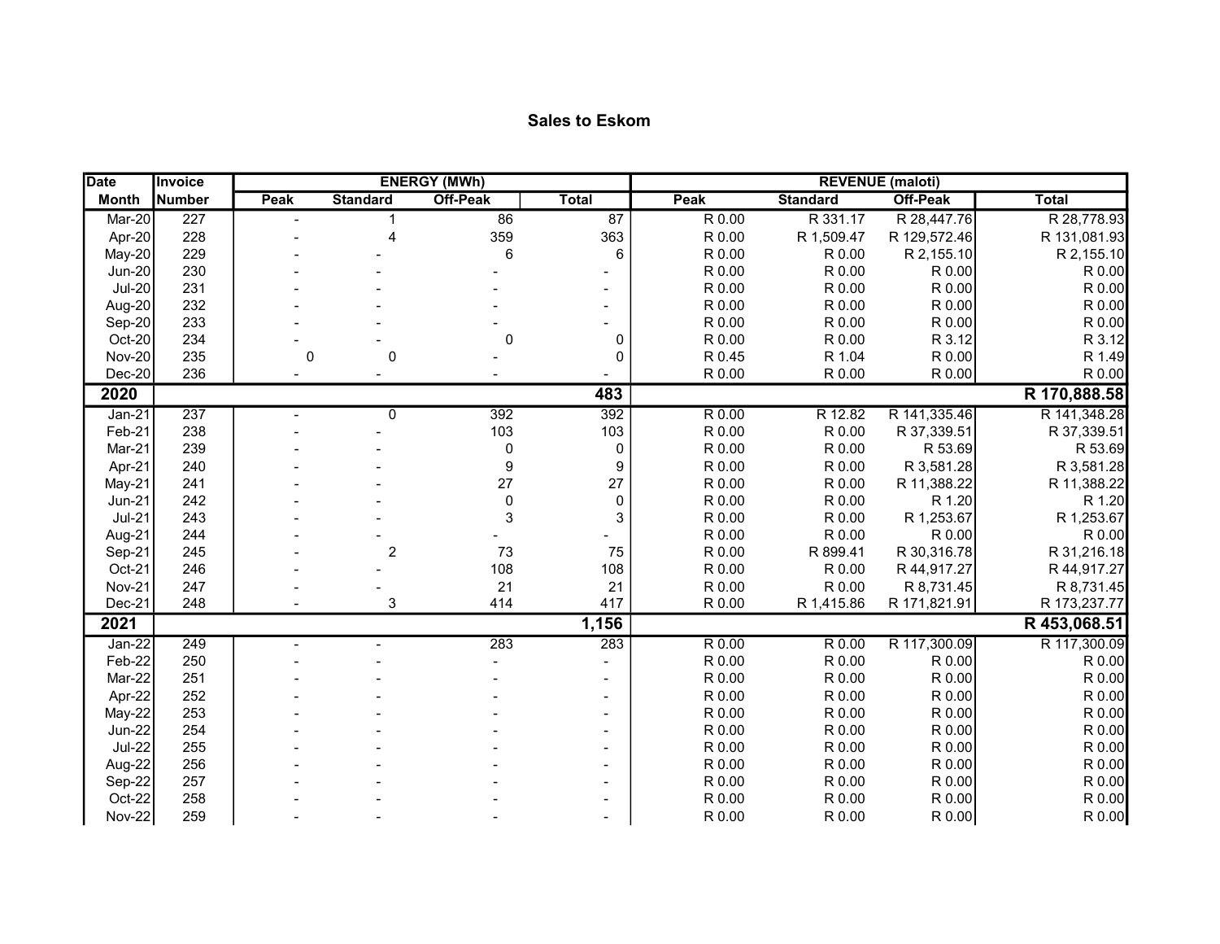## Sales to Eskom

| Date | Invoice | ENERGY (MWh) | | | | REVENUE (maloti) | | | |
|---|---|---|---|---|---|---|---|---|---|
| Month | Number | Peak | Standard | Off-Peak | Total | Peak | Standard | Off-Peak | Total |
| Mar-20 | 227 | - | 1 | 86 | 87 | R 0.00 | R 331.17 | R 28,447.76 | R 28,778.93 |
| Apr-20 | 228 | - | 4 | 359 | 363 | R 0.00 | R 1,509.47 | R 129,572.46 | R 131,081.93 |
| May-20 | 229 | - | - | 6 | 6 | R 0.00 | R 0.00 | R 2,155.10 | R 2,155.10 |
| Jun-20 | 230 | - | - | - | - | R 0.00 | R 0.00 | R 0.00 | R 0.00 |
| Jul-20 | 231 | - | - | - | - | R 0.00 | R 0.00 | R 0.00 | R 0.00 |
| Aug-20 | 232 | - | - | - | - | R 0.00 | R 0.00 | R 0.00 | R 0.00 |
| Sep-20 | 233 | - | - | - | - | R 0.00 | R 0.00 | R 0.00 | R 0.00 |
| Oct-20 | 234 | - | - | 0 | 0 | R 0.00 | R 0.00 | R 3.12 | R 3.12 |
| Nov-20 | 235 | 0 | 0 | - | 0 | R 0.45 | R 1.04 | R 0.00 | R 1.49 |
| Dec-20 | 236 | - | - | - | - | R 0.00 | R 0.00 | R 0.00 | R 0.00 |
| **2020** | | | | | **483** | | | | **R 170,888.58** |
| Jan-21 | 237 | - | 0 | 392 | 392 | R 0.00 | R 12.82 | R 141,335.46 | R 141,348.28 |
| Feb-21 | 238 | - | - | 103 | 103 | R 0.00 | R 0.00 | R 37,339.51 | R 37,339.51 |
| Mar-21 | 239 | - | - | 0 | 0 | R 0.00 | R 0.00 | R 53.69 | R 53.69 |
| Apr-21 | 240 | - | - | 9 | 9 | R 0.00 | R 0.00 | R 3,581.28 | R 3,581.28 |
| May-21 | 241 | - | - | 27 | 27 | R 0.00 | R 0.00 | R 11,388.22 | R 11,388.22 |
| Jun-21 | 242 | - | - | 0 | 0 | R 0.00 | R 0.00 | R 1.20 | R 1.20 |
| Jul-21 | 243 | - | - | 3 | 3 | R 0.00 | R 0.00 | R 1,253.67 | R 1,253.67 |
| Aug-21 | 244 | - | - | - | - | R 0.00 | R 0.00 | R 0.00 | R 0.00 |
| Sep-21 | 245 | - | 2 | 73 | 75 | R 0.00 | R 899.41 | R 30,316.78 | R 31,216.18 |
| Oct-21 | 246 | - | - | 108 | 108 | R 0.00 | R 0.00 | R 44,917.27 | R 44,917.27 |
| Nov-21 | 247 | - | - | 21 | 21 | R 0.00 | R 0.00 | R 8,731.45 | R 8,731.45 |
| Dec-21 | 248 | - | 3 | 414 | 417 | R 0.00 | R 1,415.86 | R 171,821.91 | R 173,237.77 |
| **2021** | | | | | **1,156** | | | | **R 453,068.51** |
| Jan-22 | 249 | - | - | 283 | 283 | R 0.00 | R 0.00 | R 117,300.09 | R 117,300.09 |
| Feb-22 | 250 | - | - | - | - | R 0.00 | R 0.00 | R 0.00 | R 0.00 |
| Mar-22 | 251 | - | - | - | - | R 0.00 | R 0.00 | R 0.00 | R 0.00 |
| Apr-22 | 252 | - | - | - | - | R 0.00 | R 0.00 | R 0.00 | R 0.00 |
| May-22 | 253 | - | - | - | - | R 0.00 | R 0.00 | R 0.00 | R 0.00 |
| Jun-22 | 254 | - | - | - | - | R 0.00 | R 0.00 | R 0.00 | R 0.00 |
| Jul-22 | 255 | - | - | - | - | R 0.00 | R 0.00 | R 0.00 | R 0.00 |
| Aug-22 | 256 | - | - | - | - | R 0.00 | R 0.00 | R 0.00 | R 0.00 |
| Sep-22 | 257 | - | - | - | - | R 0.00 | R 0.00 | R 0.00 | R 0.00 |
| Oct-22 | 258 | - | - | - | - | R 0.00 | R 0.00 | R 0.00 | R 0.00 |
| Nov-22 | 259 | - | - | - | - | R 0.00 | R 0.00 | R 0.00 | R 0.00 |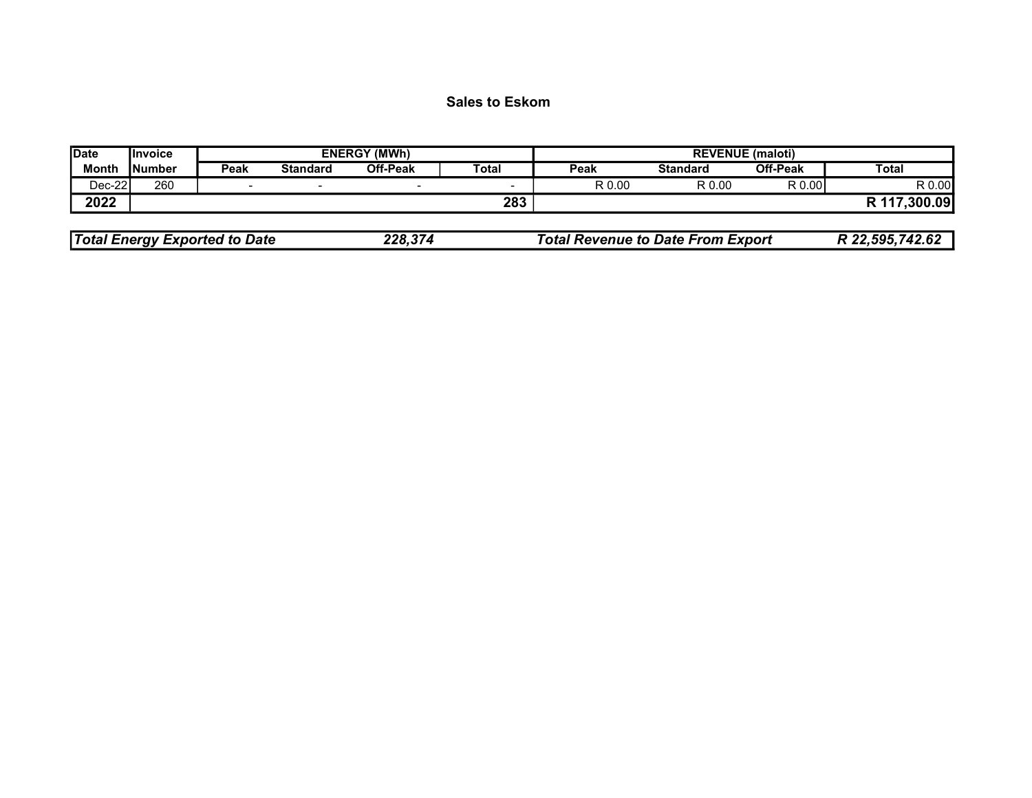## Sales to Eskom

| Date | Invoice | ENERGY (MWh) | | | | REVENUE (maloti) | | | |
|---|---|---|---|---|---|---|---|---|---|
| Month | Number | Peak | Standard | Off-Peak | Total | Peak | Standard | Off-Peak | Total |
| Dec-22 | 260 | - | - | - | - | R 0.00 | R 0.00 | R 0.00 | R 0.00 |
| **2022** | | | | | **283** | | | | **R 117,300.09** |

| | | | |
|---|---|---|---|
| ***Total Energy Exported to Date*** | ***228,374*** | ***Total Revenue to Date From Export*** | ***R 22,595,742.62*** |